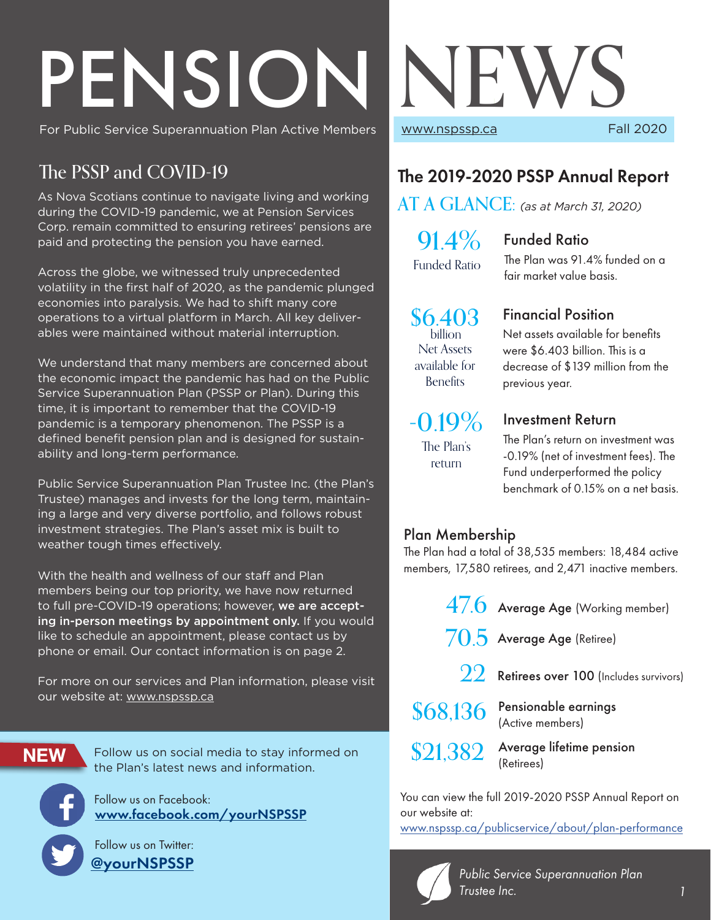# PENSION NEWS

For Public Service Superannuation Plan Active Members

www.nspssp.ca Fall 2020

## The PSSP and COVID-19

As Nova Scotians continue to navigate living and working during the COVID-19 pandemic, we at Pension Services Corp. remain committed to ensuring retirees' pensions are paid and protecting the pension you have earned.

Across the globe, we witnessed truly unprecedented volatility in the first half of 2020, as the pandemic plunged economies into paralysis. We had to shift many core operations to a virtual platform in March. All key deliverables were maintained without material interruption.

We understand that many members are concerned about the economic impact the pandemic has had on the Public Service Superannuation Plan (PSSP or Plan). During this time, it is important to remember that the COVID-19 pandemic is a temporary phenomenon. The PSSP is a defined benefit pension plan and is designed for sustainability and long-term performance.

Public Service Superannuation Plan Trustee Inc. (the Plan's Trustee) manages and invests for the long term, maintaining a large and very diverse portfolio, and follows robust investment strategies. The Plan's asset mix is built to weather tough times effectively.

With the health and wellness of our staff and Plan members being our top priority, we have now returned to full pre-COVID-19 operations; however, **we are accepting in-person meetings by appointment only.** If you would like to schedule an appointment, please contact us by phone or email. Our contact information is on page 2.

For more on our services and Plan information, please visit our website at: www.nspssp.ca

**NEW** Follow us on social media to stay informed on the Plan's latest news and information.

Follow us on Facebook: **www.facebook.com/yourNSPSSP**

Follow us on Twitter: **@yourNSPSSP**

## The 2019-2020 PSSP Annual Report

### AT A GLANCE: *(as at March 31, 2020)*

**91.4%** Funded Ratio

### Funded Ratio

The Plan was 91.4% funded on a fair market value basis.

**$6.403** billion Net Assets available for Benefits

### Financial Position

Net assets available for benefits were $6.403 billion. This is a decrease of $139 million from the previous year.

**-0.19%** The Plan's return

### Investment Return

The Plan's return on investment was -0.19% (net of investment fees). The Fund underperformed the policy benchmark of 0.15% on a net basis.

### Plan Membership

The Plan had a total of 38,535 members: 18,484 active members, 17,580 retirees, and 2,471 inactive members.

- **47.6** Average Age (Working member)
- **70.5** Average Age (Retiree)
- **22** Retirees over 100 (Includes survivors)
- **$68,136** Pensionable earnings (Active members)
- **$21,382** Average lifetime pension (Retirees)

You can view the full 2019-2020 PSSP Annual Report on our website at: www.nspssp.ca/publicservice/about/plan-performance

*Public Service Superannuation Plan Trustee Inc.*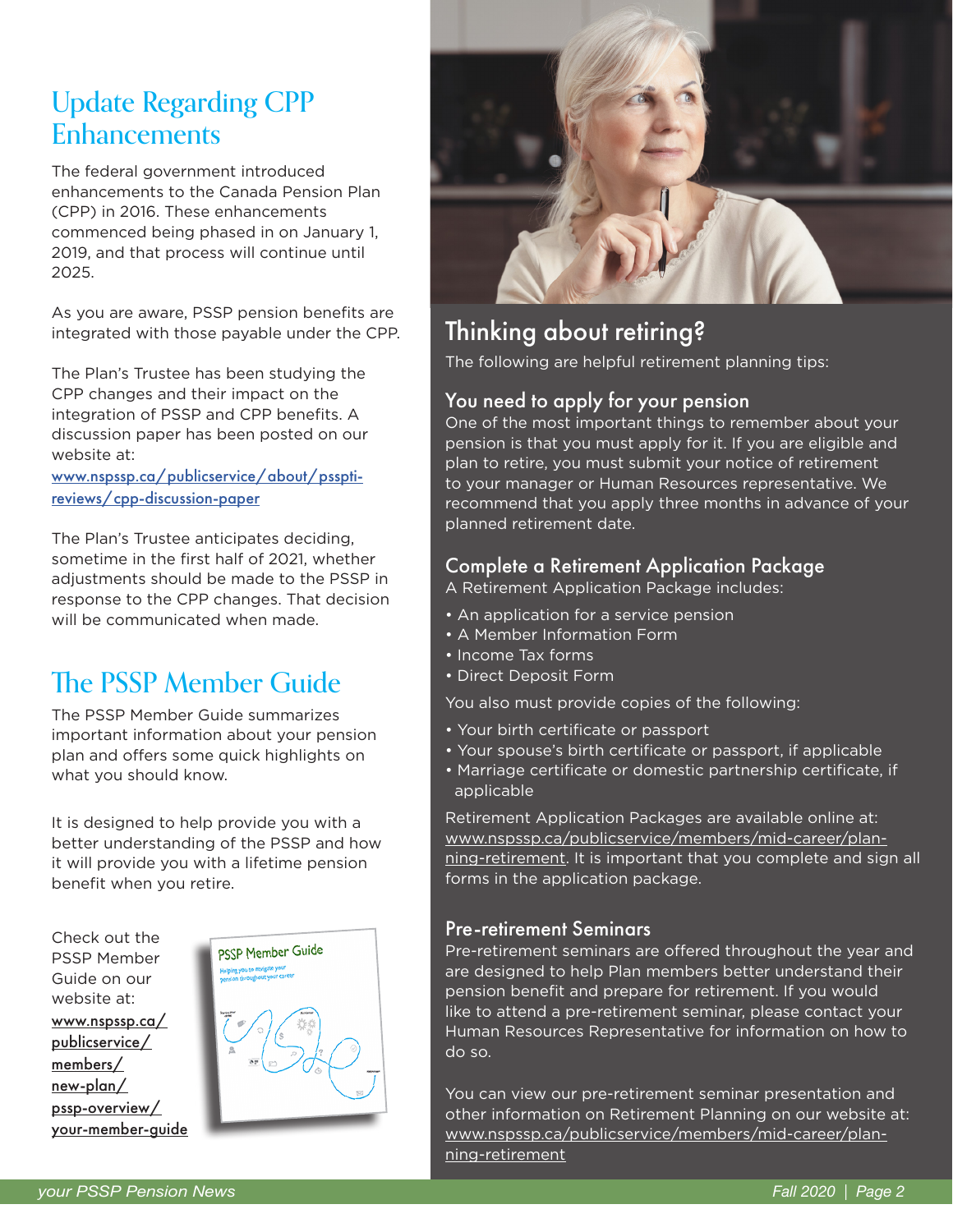## Update Regarding CPP Enhancements

The federal government introduced enhancements to the Canada Pension Plan (CPP) in 2016. These enhancements commenced being phased in on January 1, 2019, and that process will continue until 2025.

As you are aware, PSSP pension benefits are integrated with those payable under the CPP.

The Plan's Trustee has been studying the CPP changes and their impact on the integration of PSSP and CPP benefits. A discussion paper has been posted on our website at:
www.nspssp.ca/publicservice/about/psspti-reviews/cpp-discussion-paper

The Plan's Trustee anticipates deciding, sometime in the first half of 2021, whether adjustments should be made to the PSSP in response to the CPP changes. That decision will be communicated when made.

## The PSSP Member Guide

The PSSP Member Guide summarizes important information about your pension plan and offers some quick highlights on what you should know.

It is designed to help provide you with a better understanding of the PSSP and how it will provide you with a lifetime pension benefit when you retire.

Check out the PSSP Member Guide on our website at: www.nspssp.ca/publicservice/members/new-plan/pssp-overview/your-member-guide

## Thinking about retiring?

The following are helpful retirement planning tips:

### You need to apply for your pension

One of the most important things to remember about your pension is that you must apply for it. If you are eligible and plan to retire, you must submit your notice of retirement to your manager or Human Resources representative. We recommend that you apply three months in advance of your planned retirement date.

### Complete a Retirement Application Package

A Retirement Application Package includes:

- An application for a service pension
- A Member Information Form
- Income Tax forms
- Direct Deposit Form

You also must provide copies of the following:

- Your birth certificate or passport
- Your spouse's birth certificate or passport, if applicable
- Marriage certificate or domestic partnership certificate, if applicable

Retirement Application Packages are available online at: www.nspssp.ca/publicservice/members/mid-career/planning-retirement. It is important that you complete and sign all forms in the application package.

### Pre-retirement Seminars

Pre-retirement seminars are offered throughout the year and are designed to help Plan members better understand their pension benefit and prepare for retirement. If you would like to attend a pre-retirement seminar, please contact your Human Resources Representative for information on how to do so.

You can view our pre-retirement seminar presentation and other information on Retirement Planning on our website at: www.nspssp.ca/publicservice/members/mid-career/planning-retirement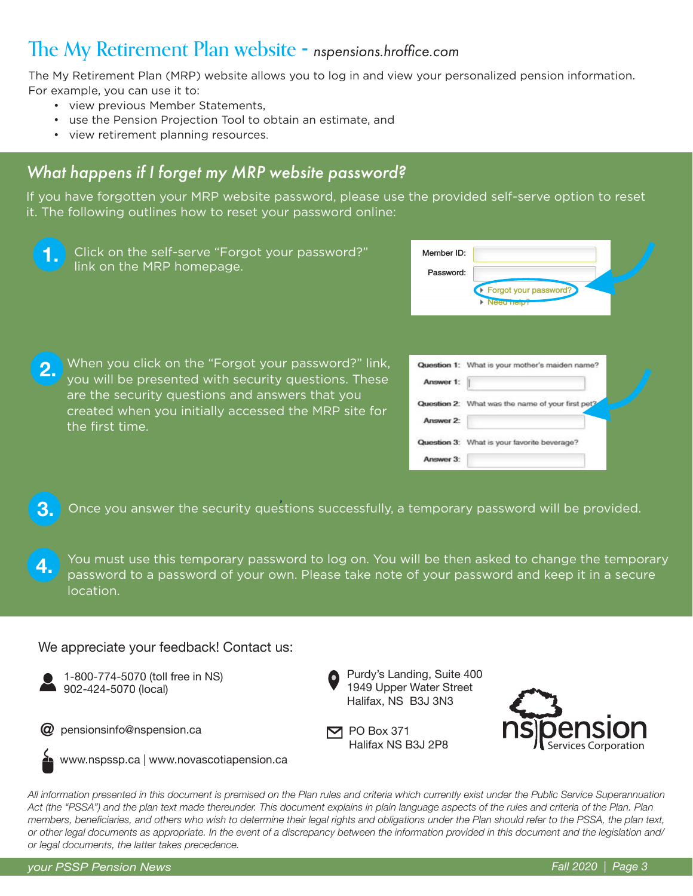# The My Retirement Plan website - *nspensions.hroffice.com*

The My Retirement Plan (MRP) website allows you to log in and view your personalized pension information. For example, you can use it to:

- view previous Member Statements,
- use the Pension Projection Tool to obtain an estimate, and
- view retirement planning resources.

## *What happens if I forget my MRP website password?*

If you have forgotten your MRP website password, please use the provided self-serve option to reset it. The following outlines how to reset your password online:

**1.** Click on the self-serve "Forgot your password?" link on the MRP homepage.

Member ID:
Password:
Forgot your password?
Need help?

**2.** When you click on the "Forgot your password?" link, you will be presented with security questions. These are the security questions and answers that you created when you initially accessed the MRP site for the first time.

Question 1: What is your mother's maiden name?
Answer 1:
Question 2: What was the name of your first pet?
Answer 2:
Question 3: What is your favorite beverage?
Answer 3:

**3.** Once you answer the security questions successfully, a temporary password will be provided.

**4.** You must use this temporary password to log on. You will be then asked to change the temporary password to a password of your own. Please take note of your password and keep it in a secure location.

We appreciate your feedback! Contact us:

1-800-774-5070 (toll free in NS)
902-424-5070 (local)

pensionsinfo@nspension.ca

www.nspssp.ca | www.novascotiapension.ca

Purdy's Landing, Suite 400
1949 Upper Water Street
Halifax, NS B3J 3N3

PO Box 371
Halifax NS B3J 2P8

nspension Services Corporation

*All information presented in this document is premised on the Plan rules and criteria which currently exist under the Public Service Superannuation Act (the "PSSA") and the plan text made thereunder. This document explains in plain language aspects of the rules and criteria of the Plan. Plan members, beneficiaries, and others who wish to determine their legal rights and obligations under the Plan should refer to the PSSA, the plan text, or other legal documents as appropriate. In the event of a discrepancy between the information provided in this document and the legislation and/or legal documents, the latter takes precedence.*